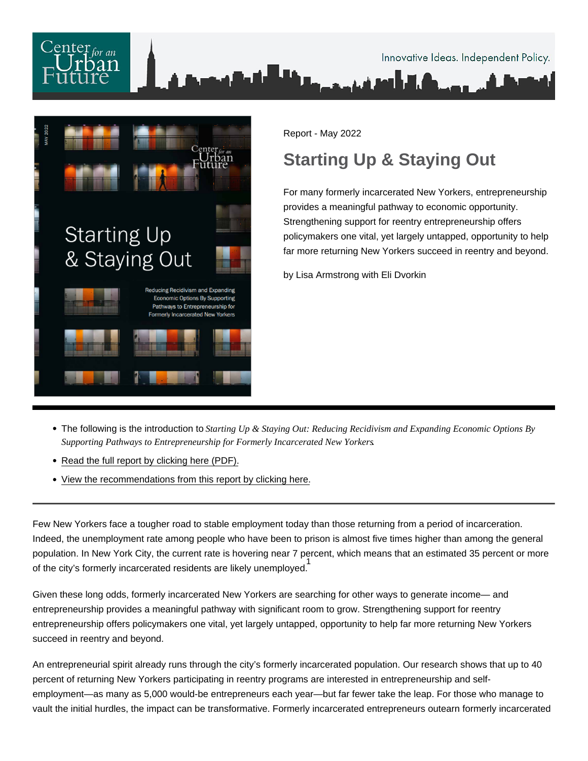Center for an Urban Future

Innovative Ideas. Independent Policy.

Report - May 2022

# Starting Up & Staying Out

For many formerly incarcerated New Yorkers, entrepreneurship provides a meaningful pathway to economic opportunity. Strengthening support for reentry entrepreneurship offers policymakers one vital, yet largely untapped, opportunity to help far more returning New Yorkers succeed in reentry and beyond.

by Lisa Armstrong with Eli Dvorkin

- The following is the introduction to *Starting Up & Staying Out: Reducing Recidivism and Expanding Economic Options By Supporting Pathways to Entrepreneurship for Formerly Incarcerated New Yorkers*.
- Read the full report by clicking here (PDF).
- View the recommendations from this report by clicking here.

---

Few New Yorkers face a tougher road to stable employment today than those returning from a period of incarceration. Indeed, the unemployment rate among people who have been to prison is almost five times higher than among the general population. In New York City, the current rate is hovering near 7 percent, which means that an estimated 35 percent or more of the city's formerly incarcerated residents are likely unemployed.[1]

Given these long odds, formerly incarcerated New Yorkers are searching for other ways to generate income— and entrepreneurship provides a meaningful pathway with significant room to grow. Strengthening support for reentry entrepreneurship offers policymakers one vital, yet largely untapped, opportunity to help far more returning New Yorkers succeed in reentry and beyond.

An entrepreneurial spirit already runs through the city's formerly incarcerated population. Our research shows that up to 40 percent of returning New Yorkers participating in reentry programs are interested in entrepreneurship and self-employment—as many as 5,000 would-be entrepreneurs each year—but far fewer take the leap. For those who manage to vault the initial hurdles, the impact can be transformative. Formerly incarcerated entrepreneurs outearn formerly incarcerated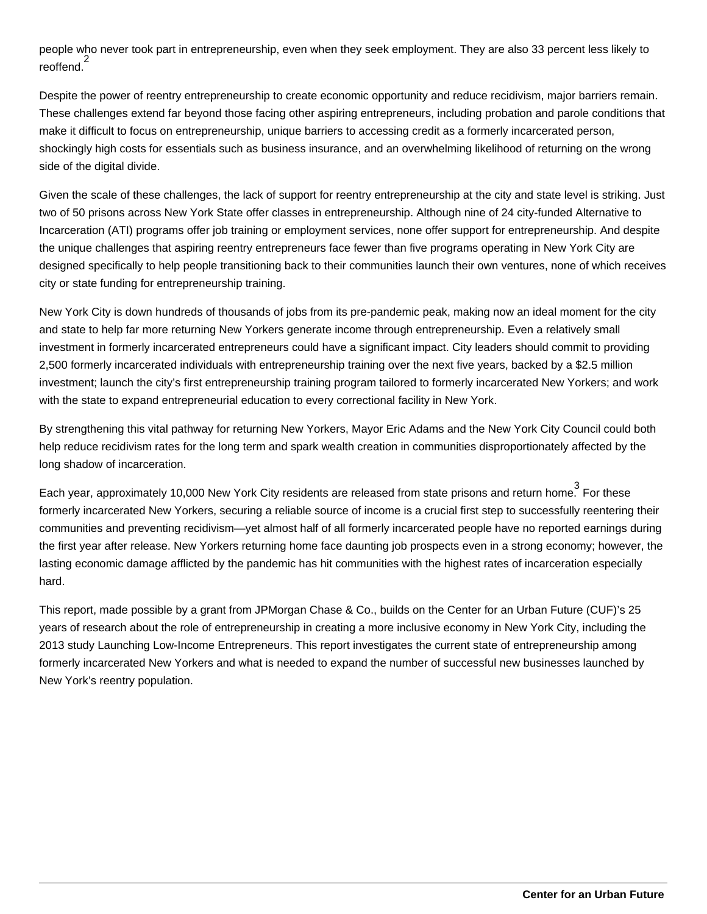people who never took part in entrepreneurship, even when they seek employment. They are also 33 percent less likely to reoffend.[2]

Despite the power of reentry entrepreneurship to create economic opportunity and reduce recidivism, major barriers remain. These challenges extend far beyond those facing other aspiring entrepreneurs, including probation and parole conditions that make it difficult to focus on entrepreneurship, unique barriers to accessing credit as a formerly incarcerated person, shockingly high costs for essentials such as business insurance, and an overwhelming likelihood of returning on the wrong side of the digital divide.

Given the scale of these challenges, the lack of support for reentry entrepreneurship at the city and state level is striking. Just two of 50 prisons across New York State offer classes in entrepreneurship. Although nine of 24 city-funded Alternative to Incarceration (ATI) programs offer job training or employment services, none offer support for entrepreneurship. And despite the unique challenges that aspiring reentry entrepreneurs face fewer than five programs operating in New York City are designed specifically to help people transitioning back to their communities launch their own ventures, none of which receives city or state funding for entrepreneurship training.

New York City is down hundreds of thousands of jobs from its pre-pandemic peak, making now an ideal moment for the city and state to help far more returning New Yorkers generate income through entrepreneurship. Even a relatively small investment in formerly incarcerated entrepreneurs could have a significant impact. City leaders should commit to providing 2,500 formerly incarcerated individuals with entrepreneurship training over the next five years, backed by a $2.5 million investment; launch the city's first entrepreneurship training program tailored to formerly incarcerated New Yorkers; and work with the state to expand entrepreneurial education to every correctional facility in New York.

By strengthening this vital pathway for returning New Yorkers, Mayor Eric Adams and the New York City Council could both help reduce recidivism rates for the long term and spark wealth creation in communities disproportionately affected by the long shadow of incarceration.

Each year, approximately 10,000 New York City residents are released from state prisons and return home.[3] For these formerly incarcerated New Yorkers, securing a reliable source of income is a crucial first step to successfully reentering their communities and preventing recidivism—yet almost half of all formerly incarcerated people have no reported earnings during the first year after release. New Yorkers returning home face daunting job prospects even in a strong economy; however, the lasting economic damage afflicted by the pandemic has hit communities with the highest rates of incarceration especially hard.

This report, made possible by a grant from JPMorgan Chase & Co., builds on the Center for an Urban Future (CUF)'s 25 years of research about the role of entrepreneurship in creating a more inclusive economy in New York City, including the 2013 study Launching Low-Income Entrepreneurs. This report investigates the current state of entrepreneurship among formerly incarcerated New Yorkers and what is needed to expand the number of successful new businesses launched by New York's reentry population.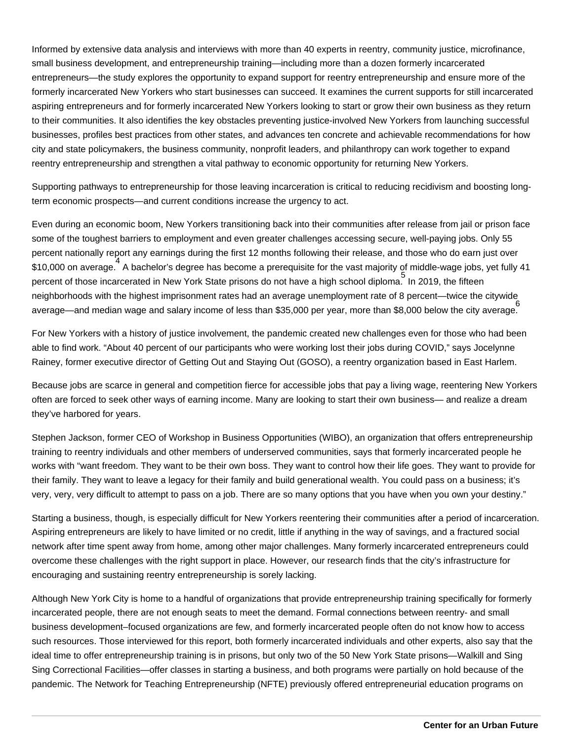Informed by extensive data analysis and interviews with more than 40 experts in reentry, community justice, microfinance, small business development, and entrepreneurship training—including more than a dozen formerly incarcerated entrepreneurs—the study explores the opportunity to expand support for reentry entrepreneurship and ensure more of the formerly incarcerated New Yorkers who start businesses can succeed. It examines the current supports for still incarcerated aspiring entrepreneurs and for formerly incarcerated New Yorkers looking to start or grow their own business as they return to their communities. It also identifies the key obstacles preventing justice-involved New Yorkers from launching successful businesses, profiles best practices from other states, and advances ten concrete and achievable recommendations for how city and state policymakers, the business community, nonprofit leaders, and philanthropy can work together to expand reentry entrepreneurship and strengthen a vital pathway to economic opportunity for returning New Yorkers.

Supporting pathways to entrepreneurship for those leaving incarceration is critical to reducing recidivism and boosting long-term economic prospects—and current conditions increase the urgency to act.

Even during an economic boom, New Yorkers transitioning back into their communities after release from jail or prison face some of the toughest barriers to employment and even greater challenges accessing secure, well-paying jobs. Only 55 percent nationally report any earnings during the first 12 months following their release, and those who do earn just over $10,000 on average.[4] A bachelor's degree has become a prerequisite for the vast majority of middle-wage jobs, yet fully 41 percent of those incarcerated in New York State prisons do not have a high school diploma.[5] In 2019, the fifteen neighborhoods with the highest imprisonment rates had an average unemployment rate of 8 percent—twice the citywide average—and median wage and salary income of less than $35,000 per year, more than $8,000 below the city average.[6]

For New Yorkers with a history of justice involvement, the pandemic created new challenges even for those who had been able to find work. "About 40 percent of our participants who were working lost their jobs during COVID," says Jocelynne Rainey, former executive director of Getting Out and Staying Out (GOSO), a reentry organization based in East Harlem.

Because jobs are scarce in general and competition fierce for accessible jobs that pay a living wage, reentering New Yorkers often are forced to seek other ways of earning income. Many are looking to start their own business— and realize a dream they've harbored for years.

Stephen Jackson, former CEO of Workshop in Business Opportunities (WIBO), an organization that offers entrepreneurship training to reentry individuals and other members of underserved communities, says that formerly incarcerated people he works with "want freedom. They want to be their own boss. They want to control how their life goes. They want to provide for their family. They want to leave a legacy for their family and build generational wealth. You could pass on a business; it's very, very, very difficult to attempt to pass on a job. There are so many options that you have when you own your destiny."

Starting a business, though, is especially difficult for New Yorkers reentering their communities after a period of incarceration. Aspiring entrepreneurs are likely to have limited or no credit, little if anything in the way of savings, and a fractured social network after time spent away from home, among other major challenges. Many formerly incarcerated entrepreneurs could overcome these challenges with the right support in place. However, our research finds that the city's infrastructure for encouraging and sustaining reentry entrepreneurship is sorely lacking.

Although New York City is home to a handful of organizations that provide entrepreneurship training specifically for formerly incarcerated people, there are not enough seats to meet the demand. Formal connections between reentry- and small business development–focused organizations are few, and formerly incarcerated people often do not know how to access such resources. Those interviewed for this report, both formerly incarcerated individuals and other experts, also say that the ideal time to offer entrepreneurship training is in prisons, but only two of the 50 New York State prisons—Walkill and Sing Sing Correctional Facilities—offer classes in starting a business, and both programs were partially on hold because of the pandemic. The Network for Teaching Entrepreneurship (NFTE) previously offered entrepreneurial education programs on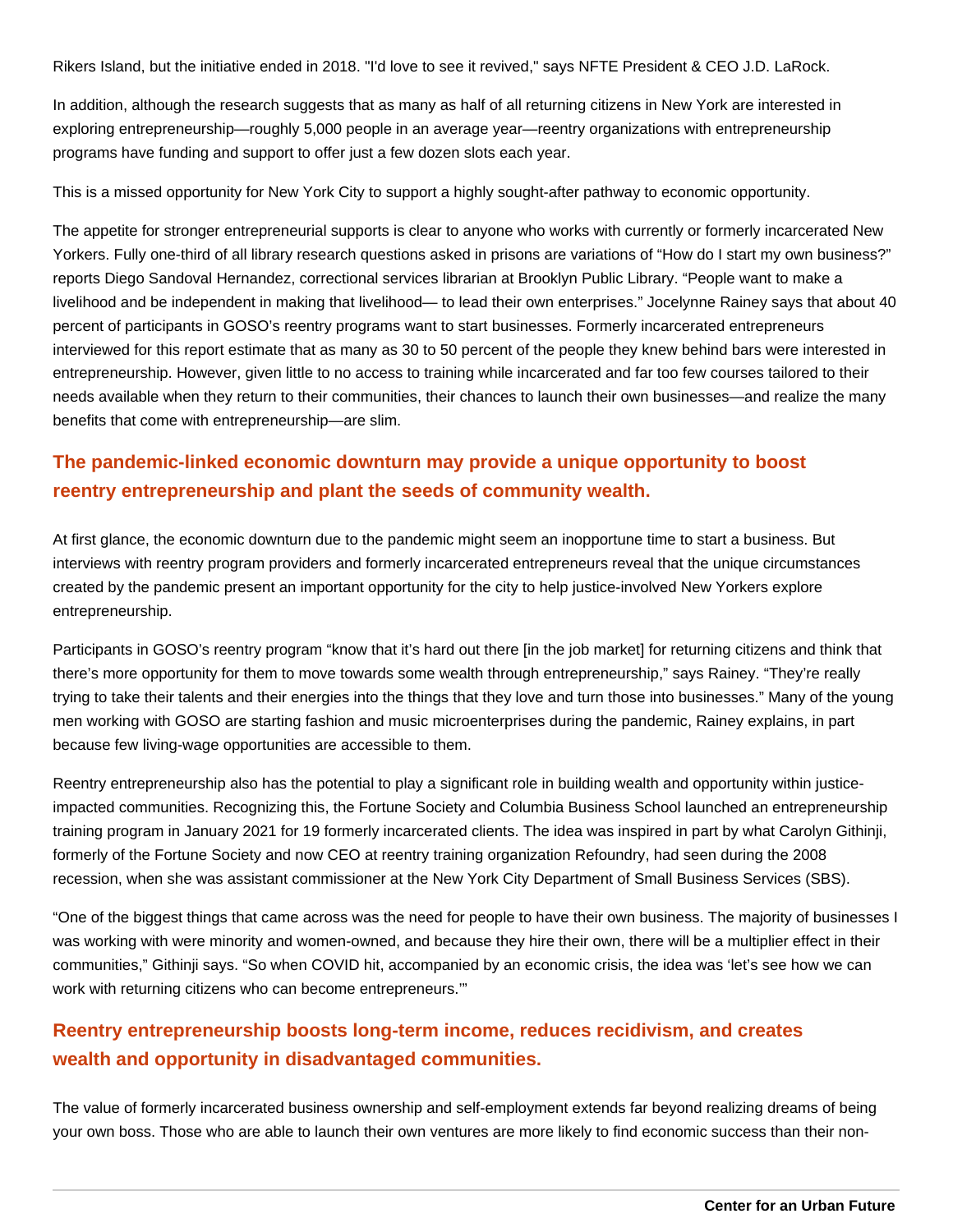Rikers Island, but the initiative ended in 2018. "I'd love to see it revived," says NFTE President & CEO J.D. LaRock.

In addition, although the research suggests that as many as half of all returning citizens in New York are interested in exploring entrepreneurship—roughly 5,000 people in an average year—reentry organizations with entrepreneurship programs have funding and support to offer just a few dozen slots each year.

This is a missed opportunity for New York City to support a highly sought-after pathway to economic opportunity.

The appetite for stronger entrepreneurial supports is clear to anyone who works with currently or formerly incarcerated New Yorkers. Fully one-third of all library research questions asked in prisons are variations of "How do I start my own business?" reports Diego Sandoval Hernandez, correctional services librarian at Brooklyn Public Library. "People want to make a livelihood and be independent in making that livelihood— to lead their own enterprises." Jocelynne Rainey says that about 40 percent of participants in GOSO's reentry programs want to start businesses. Formerly incarcerated entrepreneurs interviewed for this report estimate that as many as 30 to 50 percent of the people they knew behind bars were interested in entrepreneurship. However, given little to no access to training while incarcerated and far too few courses tailored to their needs available when they return to their communities, their chances to launch their own businesses—and realize the many benefits that come with entrepreneurship—are slim.

## The pandemic-linked economic downturn may provide a unique opportunity to boost reentry entrepreneurship and plant the seeds of community wealth.

At first glance, the economic downturn due to the pandemic might seem an inopportune time to start a business. But interviews with reentry program providers and formerly incarcerated entrepreneurs reveal that the unique circumstances created by the pandemic present an important opportunity for the city to help justice-involved New Yorkers explore entrepreneurship.

Participants in GOSO's reentry program "know that it's hard out there [in the job market] for returning citizens and think that there's more opportunity for them to move towards some wealth through entrepreneurship," says Rainey. "They're really trying to take their talents and their energies into the things that they love and turn those into businesses." Many of the young men working with GOSO are starting fashion and music microenterprises during the pandemic, Rainey explains, in part because few living-wage opportunities are accessible to them.

Reentry entrepreneurship also has the potential to play a significant role in building wealth and opportunity within justice-impacted communities. Recognizing this, the Fortune Society and Columbia Business School launched an entrepreneurship training program in January 2021 for 19 formerly incarcerated clients. The idea was inspired in part by what Carolyn Githinji, formerly of the Fortune Society and now CEO at reentry training organization Refoundry, had seen during the 2008 recession, when she was assistant commissioner at the New York City Department of Small Business Services (SBS).

"One of the biggest things that came across was the need for people to have their own business. The majority of businesses I was working with were minority and women-owned, and because they hire their own, there will be a multiplier effect in their communities," Githinji says. "So when COVID hit, accompanied by an economic crisis, the idea was 'let's see how we can work with returning citizens who can become entrepreneurs.'"

## Reentry entrepreneurship boosts long-term income, reduces recidivism, and creates wealth and opportunity in disadvantaged communities.

The value of formerly incarcerated business ownership and self-employment extends far beyond realizing dreams of being your own boss. Those who are able to launch their own ventures are more likely to find economic success than their non-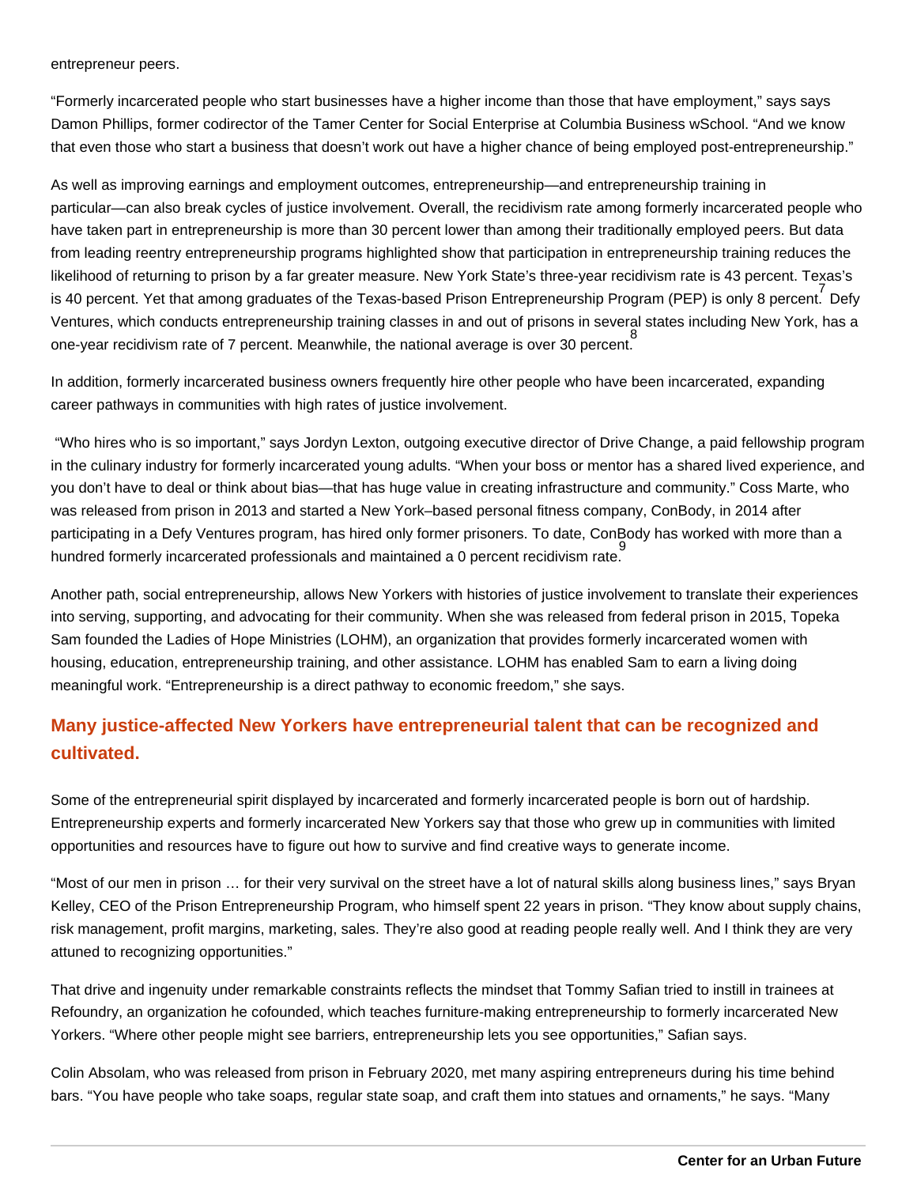entrepreneur peers.

“Formerly incarcerated people who start businesses have a higher income than those that have employment,” says says Damon Phillips, former codirector of the Tamer Center for Social Enterprise at Columbia Business wSchool. “And we know that even those who start a business that doesn’t work out have a higher chance of being employed post-entrepreneurship.”

As well as improving earnings and employment outcomes, entrepreneurship—and entrepreneurship training in particular—can also break cycles of justice involvement. Overall, the recidivism rate among formerly incarcerated people who have taken part in entrepreneurship is more than 30 percent lower than among their traditionally employed peers. But data from leading reentry entrepreneurship programs highlighted show that participation in entrepreneurship training reduces the likelihood of returning to prison by a far greater measure. New York State’s three-year recidivism rate is 43 percent. Texas’s is 40 percent. Yet that among graduates of the Texas-based Prison Entrepreneurship Program (PEP) is only 8 percent.[7] Defy Ventures, which conducts entrepreneurship training classes in and out of prisons in several states including New York, has a one-year recidivism rate of 7 percent. Meanwhile, the national average is over 30 percent.[8]

In addition, formerly incarcerated business owners frequently hire other people who have been incarcerated, expanding career pathways in communities with high rates of justice involvement.

“Who hires who is so important,” says Jordyn Lexton, outgoing executive director of Drive Change, a paid fellowship program in the culinary industry for formerly incarcerated young adults. “When your boss or mentor has a shared lived experience, and you don’t have to deal or think about bias—that has huge value in creating infrastructure and community.” Coss Marte, who was released from prison in 2013 and started a New York–based personal fitness company, ConBody, in 2014 after participating in a Defy Ventures program, has hired only former prisoners. To date, ConBody has worked with more than a hundred formerly incarcerated professionals and maintained a 0 percent recidivism rate.[9]

Another path, social entrepreneurship, allows New Yorkers with histories of justice involvement to translate their experiences into serving, supporting, and advocating for their community. When she was released from federal prison in 2015, Topeka Sam founded the Ladies of Hope Ministries (LOHM), an organization that provides formerly incarcerated women with housing, education, entrepreneurship training, and other assistance. LOHM has enabled Sam to earn a living doing meaningful work. “Entrepreneurship is a direct pathway to economic freedom,” she says.

## Many justice-affected New Yorkers have entrepreneurial talent that can be recognized and cultivated.

Some of the entrepreneurial spirit displayed by incarcerated and formerly incarcerated people is born out of hardship. Entrepreneurship experts and formerly incarcerated New Yorkers say that those who grew up in communities with limited opportunities and resources have to figure out how to survive and find creative ways to generate income.

“Most of our men in prison … for their very survival on the street have a lot of natural skills along business lines,” says Bryan Kelley, CEO of the Prison Entrepreneurship Program, who himself spent 22 years in prison. “They know about supply chains, risk management, profit margins, marketing, sales. They’re also good at reading people really well. And I think they are very attuned to recognizing opportunities.”

That drive and ingenuity under remarkable constraints reflects the mindset that Tommy Safian tried to instill in trainees at Refoundry, an organization he cofounded, which teaches furniture-making entrepreneurship to formerly incarcerated New Yorkers. “Where other people might see barriers, entrepreneurship lets you see opportunities,” Safian says.

Colin Absolam, who was released from prison in February 2020, met many aspiring entrepreneurs during his time behind bars. “You have people who take soaps, regular state soap, and craft them into statues and ornaments,” he says. “Many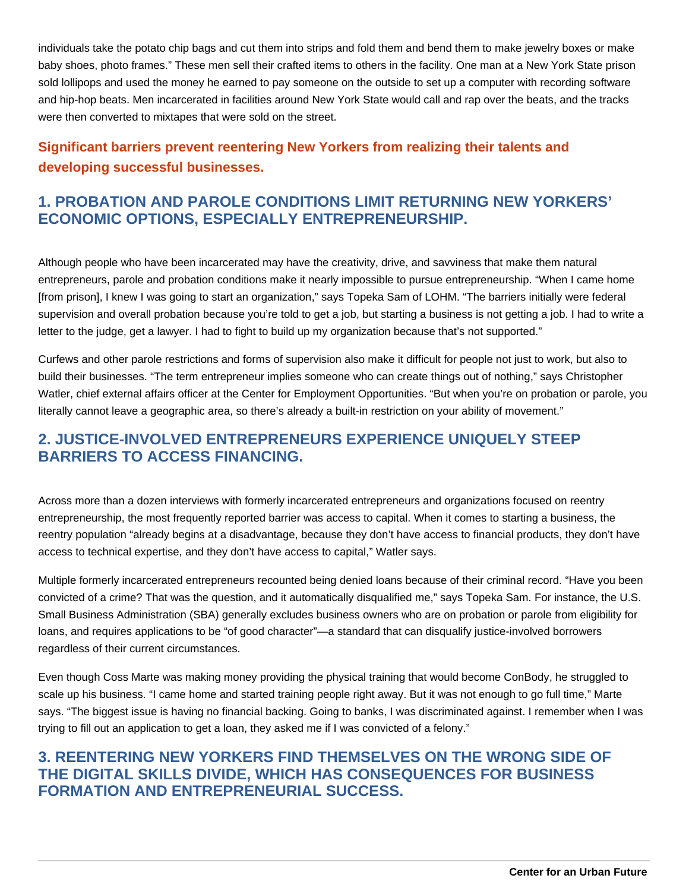individuals take the potato chip bags and cut them into strips and fold them and bend them to make jewelry boxes or make baby shoes, photo frames." These men sell their crafted items to others in the facility. One man at a New York State prison sold lollipops and used the money he earned to pay someone on the outside to set up a computer with recording software and hip-hop beats. Men incarcerated in facilities around New York State would call and rap over the beats, and the tracks were then converted to mixtapes that were sold on the street.

**Significant barriers prevent reentering New Yorkers from realizing their talents and developing successful businesses.**

## 1. PROBATION AND PAROLE CONDITIONS LIMIT RETURNING NEW YORKERS' ECONOMIC OPTIONS, ESPECIALLY ENTREPRENEURSHIP.

Although people who have been incarcerated may have the creativity, drive, and savviness that make them natural entrepreneurs, parole and probation conditions make it nearly impossible to pursue entrepreneurship. "When I came home [from prison], I knew I was going to start an organization," says Topeka Sam of LOHM. "The barriers initially were federal supervision and overall probation because you're told to get a job, but starting a business is not getting a job. I had to write a letter to the judge, get a lawyer. I had to fight to build up my organization because that's not supported."

Curfews and other parole restrictions and forms of supervision also make it difficult for people not just to work, but also to build their businesses. "The term entrepreneur implies someone who can create things out of nothing," says Christopher Watler, chief external affairs officer at the Center for Employment Opportunities. "But when you're on probation or parole, you literally cannot leave a geographic area, so there's already a built-in restriction on your ability of movement."

## 2. JUSTICE-INVOLVED ENTREPRENEURS EXPERIENCE UNIQUELY STEEP BARRIERS TO ACCESS FINANCING.

Across more than a dozen interviews with formerly incarcerated entrepreneurs and organizations focused on reentry entrepreneurship, the most frequently reported barrier was access to capital. When it comes to starting a business, the reentry population "already begins at a disadvantage, because they don't have access to financial products, they don't have access to technical expertise, and they don't have access to capital," Watler says.

Multiple formerly incarcerated entrepreneurs recounted being denied loans because of their criminal record. "Have you been convicted of a crime? That was the question, and it automatically disqualified me," says Topeka Sam. For instance, the U.S. Small Business Administration (SBA) generally excludes business owners who are on probation or parole from eligibility for loans, and requires applications to be "of good character"—a standard that can disqualify justice-involved borrowers regardless of their current circumstances.

Even though Coss Marte was making money providing the physical training that would become ConBody, he struggled to scale up his business. "I came home and started training people right away. But it was not enough to go full time," Marte says. "The biggest issue is having no financial backing. Going to banks, I was discriminated against. I remember when I was trying to fill out an application to get a loan, they asked me if I was convicted of a felony."

## 3. REENTERING NEW YORKERS FIND THEMSELVES ON THE WRONG SIDE OF THE DIGITAL SKILLS DIVIDE, WHICH HAS CONSEQUENCES FOR BUSINESS FORMATION AND ENTREPRENEURIAL SUCCESS.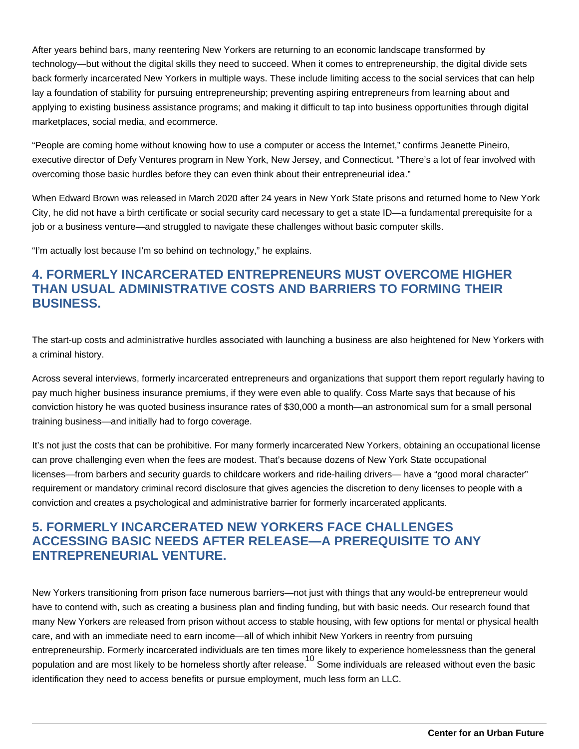After years behind bars, many reentering New Yorkers are returning to an economic landscape transformed by technology—but without the digital skills they need to succeed. When it comes to entrepreneurship, the digital divide sets back formerly incarcerated New Yorkers in multiple ways. These include limiting access to the social services that can help lay a foundation of stability for pursuing entrepreneurship; preventing aspiring entrepreneurs from learning about and applying to existing business assistance programs; and making it difficult to tap into business opportunities through digital marketplaces, social media, and ecommerce.

"People are coming home without knowing how to use a computer or access the Internet," confirms Jeanette Pineiro, executive director of Defy Ventures program in New York, New Jersey, and Connecticut. "There's a lot of fear involved with overcoming those basic hurdles before they can even think about their entrepreneurial idea."

When Edward Brown was released in March 2020 after 24 years in New York State prisons and returned home to New York City, he did not have a birth certificate or social security card necessary to get a state ID—a fundamental prerequisite for a job or a business venture—and struggled to navigate these challenges without basic computer skills.

"I'm actually lost because I'm so behind on technology," he explains.

## 4. FORMERLY INCARCERATED ENTREPRENEURS MUST OVERCOME HIGHER THAN USUAL ADMINISTRATIVE COSTS AND BARRIERS TO FORMING THEIR BUSINESS.

The start-up costs and administrative hurdles associated with launching a business are also heightened for New Yorkers with a criminal history.

Across several interviews, formerly incarcerated entrepreneurs and organizations that support them report regularly having to pay much higher business insurance premiums, if they were even able to qualify. Coss Marte says that because of his conviction history he was quoted business insurance rates of $30,000 a month—an astronomical sum for a small personal training business—and initially had to forgo coverage.

It's not just the costs that can be prohibitive. For many formerly incarcerated New Yorkers, obtaining an occupational license can prove challenging even when the fees are modest. That's because dozens of New York State occupational licenses—from barbers and security guards to childcare workers and ride-hailing drivers— have a "good moral character" requirement or mandatory criminal record disclosure that gives agencies the discretion to deny licenses to people with a conviction and creates a psychological and administrative barrier for formerly incarcerated applicants.

## 5. FORMERLY INCARCERATED NEW YORKERS FACE CHALLENGES ACCESSING BASIC NEEDS AFTER RELEASE—A PREREQUISITE TO ANY ENTREPRENEURIAL VENTURE.

New Yorkers transitioning from prison face numerous barriers—not just with things that any would-be entrepreneur would have to contend with, such as creating a business plan and finding funding, but with basic needs. Our research found that many New Yorkers are released from prison without access to stable housing, with few options for mental or physical health care, and with an immediate need to earn income—all of which inhibit New Yorkers in reentry from pursuing entrepreneurship. Formerly incarcerated individuals are ten times more likely to experience homelessness than the general population and are most likely to be homeless shortly after release.[10] Some individuals are released without even the basic identification they need to access benefits or pursue employment, much less form an LLC.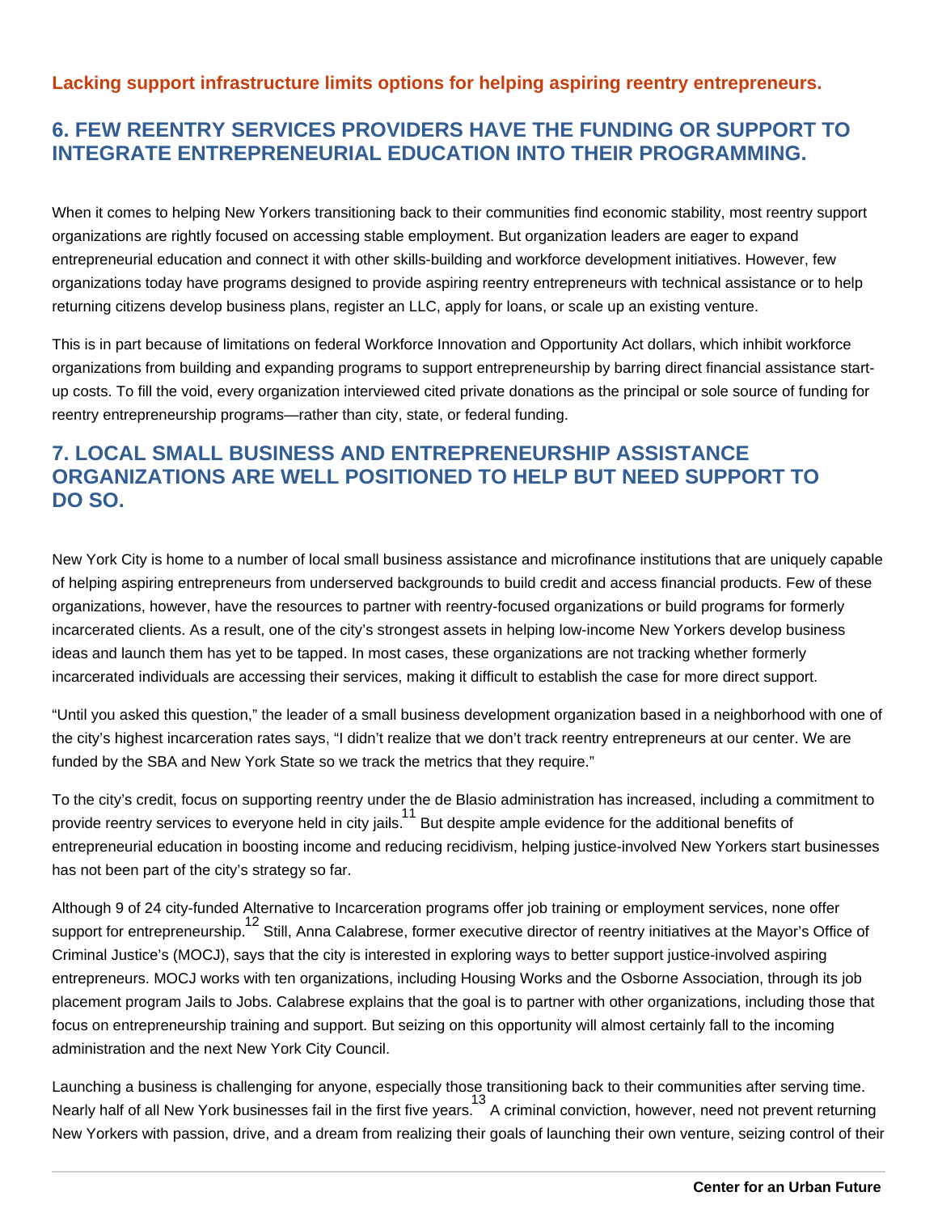**Lacking support infrastructure limits options for helping aspiring reentry entrepreneurs.**

## 6. FEW REENTRY SERVICES PROVIDERS HAVE THE FUNDING OR SUPPORT TO INTEGRATE ENTREPRENEURIAL EDUCATION INTO THEIR PROGRAMMING.

When it comes to helping New Yorkers transitioning back to their communities find economic stability, most reentry support organizations are rightly focused on accessing stable employment. But organization leaders are eager to expand entrepreneurial education and connect it with other skills-building and workforce development initiatives. However, few organizations today have programs designed to provide aspiring reentry entrepreneurs with technical assistance or to help returning citizens develop business plans, register an LLC, apply for loans, or scale up an existing venture.

This is in part because of limitations on federal Workforce Innovation and Opportunity Act dollars, which inhibit workforce organizations from building and expanding programs to support entrepreneurship by barring direct financial assistance start-up costs. To fill the void, every organization interviewed cited private donations as the principal or sole source of funding for reentry entrepreneurship programs—rather than city, state, or federal funding.

## 7. LOCAL SMALL BUSINESS AND ENTREPRENEURSHIP ASSISTANCE ORGANIZATIONS ARE WELL POSITIONED TO HELP BUT NEED SUPPORT TO DO SO.

New York City is home to a number of local small business assistance and microfinance institutions that are uniquely capable of helping aspiring entrepreneurs from underserved backgrounds to build credit and access financial products. Few of these organizations, however, have the resources to partner with reentry-focused organizations or build programs for formerly incarcerated clients. As a result, one of the city's strongest assets in helping low-income New Yorkers develop business ideas and launch them has yet to be tapped. In most cases, these organizations are not tracking whether formerly incarcerated individuals are accessing their services, making it difficult to establish the case for more direct support.

"Until you asked this question," the leader of a small business development organization based in a neighborhood with one of the city's highest incarceration rates says, "I didn't realize that we don't track reentry entrepreneurs at our center. We are funded by the SBA and New York State so we track the metrics that they require."

To the city's credit, focus on supporting reentry under the de Blasio administration has increased, including a commitment to provide reentry services to everyone held in city jails.[11] But despite ample evidence for the additional benefits of entrepreneurial education in boosting income and reducing recidivism, helping justice-involved New Yorkers start businesses has not been part of the city's strategy so far.

Although 9 of 24 city-funded Alternative to Incarceration programs offer job training or employment services, none offer support for entrepreneurship.[12] Still, Anna Calabrese, former executive director of reentry initiatives at the Mayor's Office of Criminal Justice's (MOCJ), says that the city is interested in exploring ways to better support justice-involved aspiring entrepreneurs. MOCJ works with ten organizations, including Housing Works and the Osborne Association, through its job placement program Jails to Jobs. Calabrese explains that the goal is to partner with other organizations, including those that focus on entrepreneurship training and support. But seizing on this opportunity will almost certainly fall to the incoming administration and the next New York City Council.

Launching a business is challenging for anyone, especially those transitioning back to their communities after serving time. Nearly half of all New York businesses fail in the first five years.[13] A criminal conviction, however, need not prevent returning New Yorkers with passion, drive, and a dream from realizing their goals of launching their own venture, seizing control of their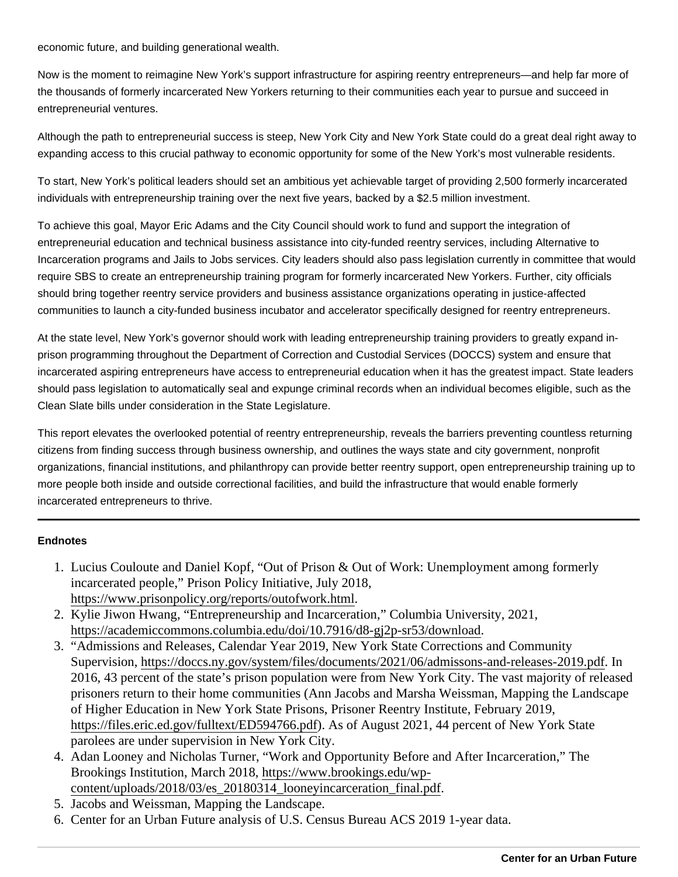economic future, and building generational wealth.

Now is the moment to reimagine New York's support infrastructure for aspiring reentry entrepreneurs—and help far more of the thousands of formerly incarcerated New Yorkers returning to their communities each year to pursue and succeed in entrepreneurial ventures.

Although the path to entrepreneurial success is steep, New York City and New York State could do a great deal right away to expanding access to this crucial pathway to economic opportunity for some of the New York's most vulnerable residents.

To start, New York's political leaders should set an ambitious yet achievable target of providing 2,500 formerly incarcerated individuals with entrepreneurship training over the next five years, backed by a $2.5 million investment.

To achieve this goal, Mayor Eric Adams and the City Council should work to fund and support the integration of entrepreneurial education and technical business assistance into city-funded reentry services, including Alternative to Incarceration programs and Jails to Jobs services. City leaders should also pass legislation currently in committee that would require SBS to create an entrepreneurship training program for formerly incarcerated New Yorkers. Further, city officials should bring together reentry service providers and business assistance organizations operating in justice-affected communities to launch a city-funded business incubator and accelerator specifically designed for reentry entrepreneurs.

At the state level, New York's governor should work with leading entrepreneurship training providers to greatly expand in-prison programming throughout the Department of Correction and Custodial Services (DOCCS) system and ensure that incarcerated aspiring entrepreneurs have access to entrepreneurial education when it has the greatest impact. State leaders should pass legislation to automatically seal and expunge criminal records when an individual becomes eligible, such as the Clean Slate bills under consideration in the State Legislature.

This report elevates the overlooked potential of reentry entrepreneurship, reveals the barriers preventing countless returning citizens from finding success through business ownership, and outlines the ways state and city government, nonprofit organizations, financial institutions, and philanthropy can provide better reentry support, open entrepreneurship training up to more people both inside and outside correctional facilities, and build the infrastructure that would enable formerly incarcerated entrepreneurs to thrive.

---

**Endnotes**

1. Lucius Couloute and Daniel Kopf, "Out of Prison & Out of Work: Unemployment among formerly incarcerated people," Prison Policy Initiative, July 2018, https://www.prisonpolicy.org/reports/outofwork.html.
2. Kylie Jiwon Hwang, "Entrepreneurship and Incarceration," Columbia University, 2021, https://academiccommons.columbia.edu/doi/10.7916/d8-gj2p-sr53/download.
3. "Admissions and Releases, Calendar Year 2019, New York State Corrections and Community Supervision, https://doccs.ny.gov/system/files/documents/2021/06/admissons-and-releases-2019.pdf. In 2016, 43 percent of the state's prison population were from New York City. The vast majority of released prisoners return to their home communities (Ann Jacobs and Marsha Weissman, Mapping the Landscape of Higher Education in New York State Prisons, Prisoner Reentry Institute, February 2019, https://files.eric.ed.gov/fulltext/ED594766.pdf). As of August 2021, 44 percent of New York State parolees are under supervision in New York City.
4. Adan Looney and Nicholas Turner, "Work and Opportunity Before and After Incarceration," The Brookings Institution, March 2018, https://www.brookings.edu/wp-content/uploads/2018/03/es_20180314_looneyincarceration_final.pdf.
5. Jacobs and Weissman, Mapping the Landscape.
6. Center for an Urban Future analysis of U.S. Census Bureau ACS 2019 1-year data.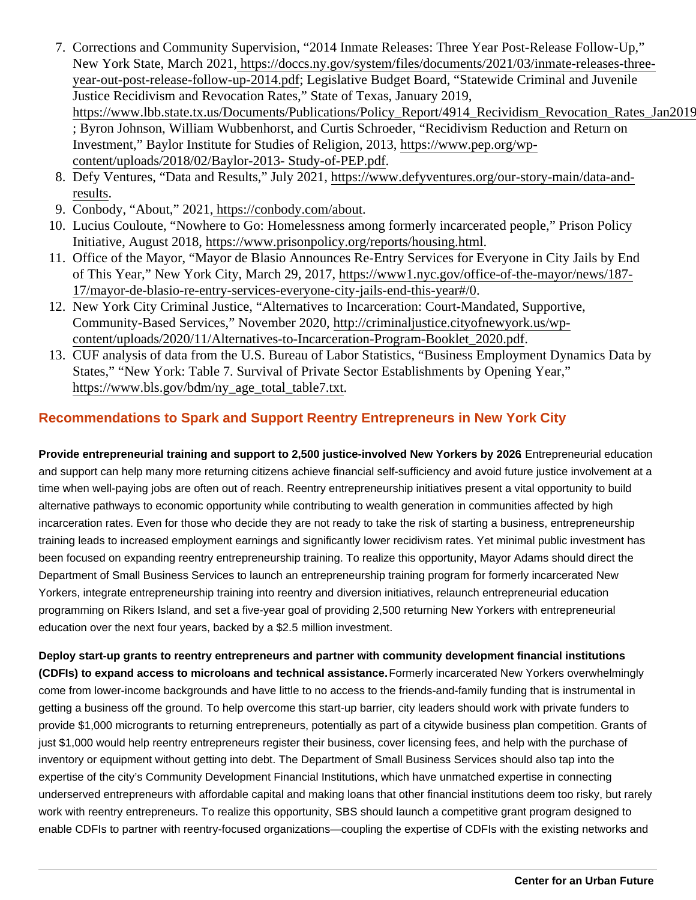7. Corrections and Community Supervision, "2014 Inmate Releases: Three Year Post-Release Follow-Up," New York State, March 2021, https://doccs.ny.gov/system/files/documents/2021/03/inmate-releases-three-year-out-post-release-follow-up-2014.pdf; Legislative Budget Board, "Statewide Criminal and Juvenile Justice Recidivism and Revocation Rates," State of Texas, January 2019, https://www.lbb.state.tx.us/Documents/Publications/Policy_Report/4914_Recividism_Revocation_Rates_Jan2019 ; Byron Johnson, William Wubbenhorst, and Curtis Schroeder, "Recidivism Reduction and Return on Investment," Baylor Institute for Studies of Religion, 2013, https://www.pep.org/wp-content/uploads/2018/02/Baylor-2013- Study-of-PEP.pdf.
8. Defy Ventures, "Data and Results," July 2021, https://www.defyventures.org/our-story-main/data-and-results.
9. Conbody, "About," 2021, https://conbody.com/about.
10. Lucius Couloute, "Nowhere to Go: Homelessness among formerly incarcerated people," Prison Policy Initiative, August 2018, https://www.prisonpolicy.org/reports/housing.html.
11. Office of the Mayor, "Mayor de Blasio Announces Re-Entry Services for Everyone in City Jails by End of This Year," New York City, March 29, 2017, https://www1.nyc.gov/office-of-the-mayor/news/187-17/mayor-de-blasio-re-entry-services-everyone-city-jails-end-this-year#/0.
12. New York City Criminal Justice, "Alternatives to Incarceration: Court-Mandated, Supportive, Community-Based Services," November 2020, http://criminaljustice.cityofnewyork.us/wp-content/uploads/2020/11/Alternatives-to-Incarceration-Program-Booklet_2020.pdf.
13. CUF analysis of data from the U.S. Bureau of Labor Statistics, "Business Employment Dynamics Data by States," "New York: Table 7. Survival of Private Sector Establishments by Opening Year," https://www.bls.gov/bdm/ny_age_total_table7.txt.

## Recommendations to Spark and Support Reentry Entrepreneurs in New York City

**Provide entrepreneurial training and support to 2,500 justice-involved New Yorkers by 2026** Entrepreneurial education and support can help many more returning citizens achieve financial self-sufficiency and avoid future justice involvement at a time when well-paying jobs are often out of reach. Reentry entrepreneurship initiatives present a vital opportunity to build alternative pathways to economic opportunity while contributing to wealth generation in communities affected by high incarceration rates. Even for those who decide they are not ready to take the risk of starting a business, entrepreneurship training leads to increased employment earnings and significantly lower recidivism rates. Yet minimal public investment has been focused on expanding reentry entrepreneurship training. To realize this opportunity, Mayor Adams should direct the Department of Small Business Services to launch an entrepreneurship training program for formerly incarcerated New Yorkers, integrate entrepreneurship training into reentry and diversion initiatives, relaunch entrepreneurial education programming on Rikers Island, and set a five-year goal of providing 2,500 returning New Yorkers with entrepreneurial education over the next four years, backed by a $2.5 million investment.

**Deploy start-up grants to reentry entrepreneurs and partner with community development financial institutions (CDFIs) to expand access to microloans and technical assistance.** Formerly incarcerated New Yorkers overwhelmingly come from lower-income backgrounds and have little to no access to the friends-and-family funding that is instrumental in getting a business off the ground. To help overcome this start-up barrier, city leaders should work with private funders to provide $1,000 microgrants to returning entrepreneurs, potentially as part of a citywide business plan competition. Grants of just $1,000 would help reentry entrepreneurs register their business, cover licensing fees, and help with the purchase of inventory or equipment without getting into debt. The Department of Small Business Services should also tap into the expertise of the city's Community Development Financial Institutions, which have unmatched expertise in connecting underserved entrepreneurs with affordable capital and making loans that other financial institutions deem too risky, but rarely work with reentry entrepreneurs. To realize this opportunity, SBS should launch a competitive grant program designed to enable CDFIs to partner with reentry-focused organizations—coupling the expertise of CDFIs with the existing networks and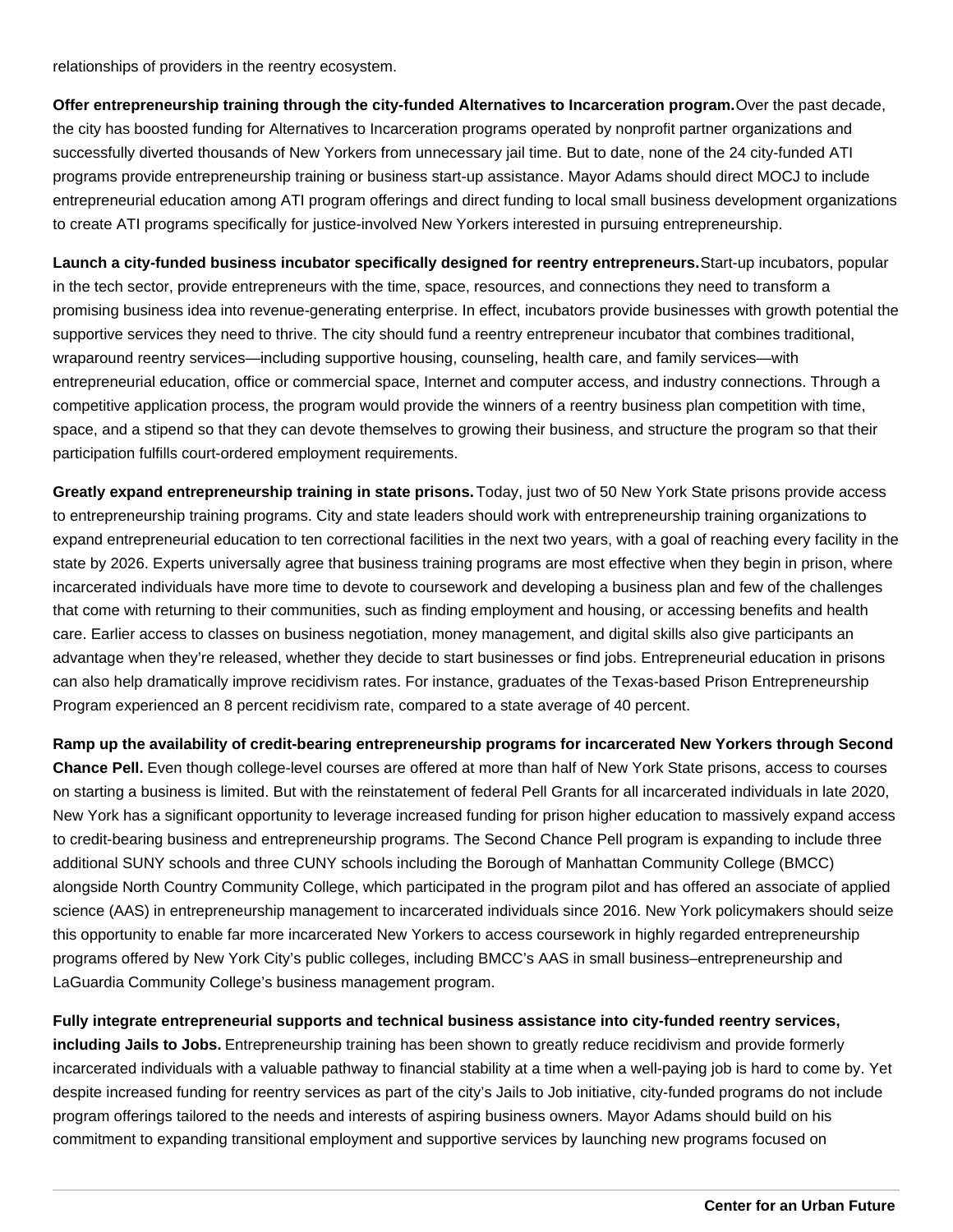relationships of providers in the reentry ecosystem.

**Offer entrepreneurship training through the city-funded Alternatives to Incarceration program.** Over the past decade, the city has boosted funding for Alternatives to Incarceration programs operated by nonprofit partner organizations and successfully diverted thousands of New Yorkers from unnecessary jail time. But to date, none of the 24 city-funded ATI programs provide entrepreneurship training or business start-up assistance. Mayor Adams should direct MOCJ to include entrepreneurial education among ATI program offerings and direct funding to local small business development organizations to create ATI programs specifically for justice-involved New Yorkers interested in pursuing entrepreneurship.

**Launch a city-funded business incubator specifically designed for reentry entrepreneurs.** Start-up incubators, popular in the tech sector, provide entrepreneurs with the time, space, resources, and connections they need to transform a promising business idea into revenue-generating enterprise. In effect, incubators provide businesses with growth potential the supportive services they need to thrive. The city should fund a reentry entrepreneur incubator that combines traditional, wraparound reentry services—including supportive housing, counseling, health care, and family services—with entrepreneurial education, office or commercial space, Internet and computer access, and industry connections. Through a competitive application process, the program would provide the winners of a reentry business plan competition with time, space, and a stipend so that they can devote themselves to growing their business, and structure the program so that their participation fulfills court-ordered employment requirements.

**Greatly expand entrepreneurship training in state prisons.** Today, just two of 50 New York State prisons provide access to entrepreneurship training programs. City and state leaders should work with entrepreneurship training organizations to expand entrepreneurial education to ten correctional facilities in the next two years, with a goal of reaching every facility in the state by 2026. Experts universally agree that business training programs are most effective when they begin in prison, where incarcerated individuals have more time to devote to coursework and developing a business plan and few of the challenges that come with returning to their communities, such as finding employment and housing, or accessing benefits and health care. Earlier access to classes on business negotiation, money management, and digital skills also give participants an advantage when they're released, whether they decide to start businesses or find jobs. Entrepreneurial education in prisons can also help dramatically improve recidivism rates. For instance, graduates of the Texas-based Prison Entrepreneurship Program experienced an 8 percent recidivism rate, compared to a state average of 40 percent.

**Ramp up the availability of credit-bearing entrepreneurship programs for incarcerated New Yorkers through Second Chance Pell.** Even though college-level courses are offered at more than half of New York State prisons, access to courses on starting a business is limited. But with the reinstatement of federal Pell Grants for all incarcerated individuals in late 2020, New York has a significant opportunity to leverage increased funding for prison higher education to massively expand access to credit-bearing business and entrepreneurship programs. The Second Chance Pell program is expanding to include three additional SUNY schools and three CUNY schools including the Borough of Manhattan Community College (BMCC) alongside North Country Community College, which participated in the program pilot and has offered an associate of applied science (AAS) in entrepreneurship management to incarcerated individuals since 2016. New York policymakers should seize this opportunity to enable far more incarcerated New Yorkers to access coursework in highly regarded entrepreneurship programs offered by New York City's public colleges, including BMCC's AAS in small business–entrepreneurship and LaGuardia Community College's business management program.

**Fully integrate entrepreneurial supports and technical business assistance into city-funded reentry services, including Jails to Jobs.** Entrepreneurship training has been shown to greatly reduce recidivism and provide formerly incarcerated individuals with a valuable pathway to financial stability at a time when a well-paying job is hard to come by. Yet despite increased funding for reentry services as part of the city's Jails to Job initiative, city-funded programs do not include program offerings tailored to the needs and interests of aspiring business owners. Mayor Adams should build on his commitment to expanding transitional employment and supportive services by launching new programs focused on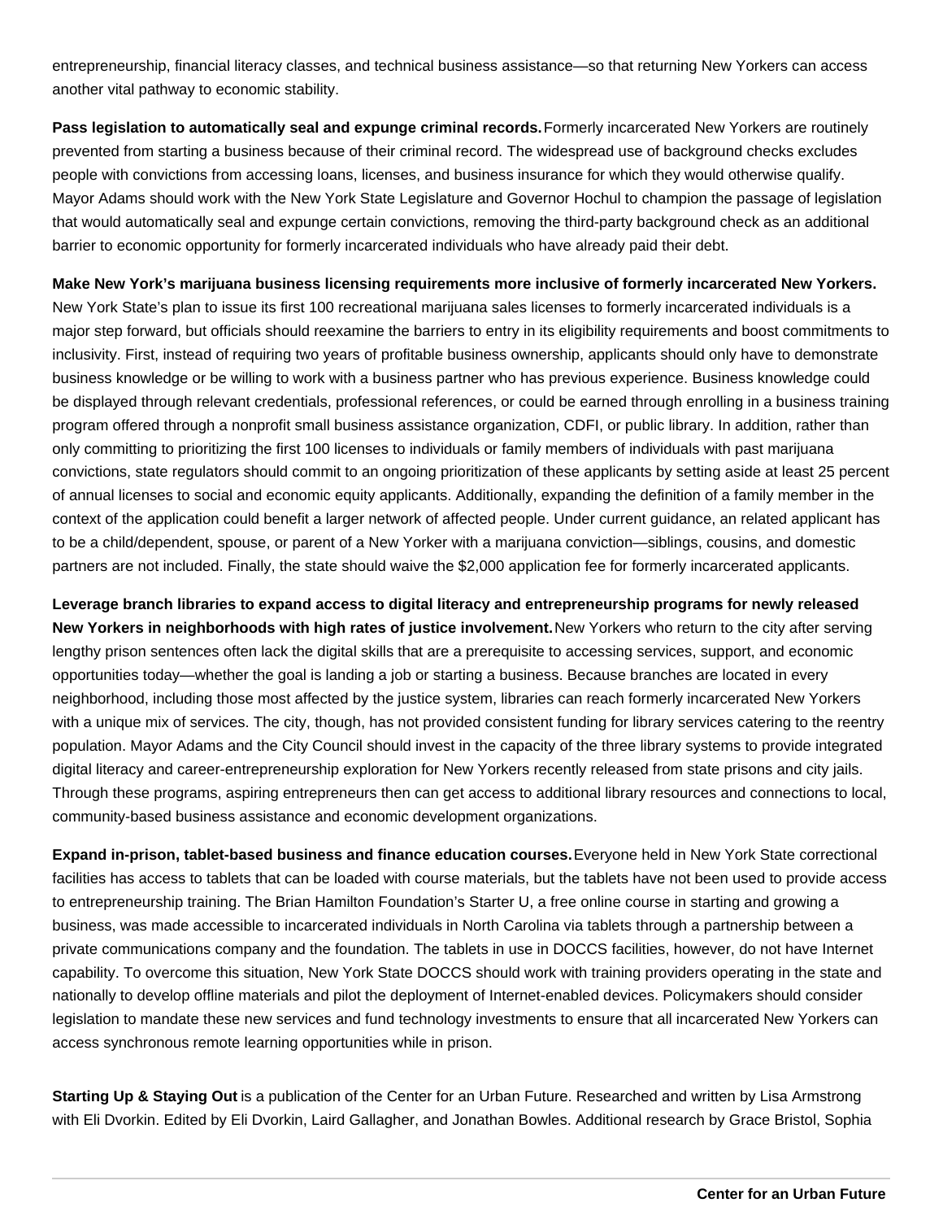entrepreneurship, financial literacy classes, and technical business assistance—so that returning New Yorkers can access another vital pathway to economic stability.

**Pass legislation to automatically seal and expunge criminal records.** Formerly incarcerated New Yorkers are routinely prevented from starting a business because of their criminal record. The widespread use of background checks excludes people with convictions from accessing loans, licenses, and business insurance for which they would otherwise qualify. Mayor Adams should work with the New York State Legislature and Governor Hochul to champion the passage of legislation that would automatically seal and expunge certain convictions, removing the third-party background check as an additional barrier to economic opportunity for formerly incarcerated individuals who have already paid their debt.

**Make New York's marijuana business licensing requirements more inclusive of formerly incarcerated New Yorkers.** New York State's plan to issue its first 100 recreational marijuana sales licenses to formerly incarcerated individuals is a major step forward, but officials should reexamine the barriers to entry in its eligibility requirements and boost commitments to inclusivity. First, instead of requiring two years of profitable business ownership, applicants should only have to demonstrate business knowledge or be willing to work with a business partner who has previous experience. Business knowledge could be displayed through relevant credentials, professional references, or could be earned through enrolling in a business training program offered through a nonprofit small business assistance organization, CDFI, or public library. In addition, rather than only committing to prioritizing the first 100 licenses to individuals or family members of individuals with past marijuana convictions, state regulators should commit to an ongoing prioritization of these applicants by setting aside at least 25 percent of annual licenses to social and economic equity applicants. Additionally, expanding the definition of a family member in the context of the application could benefit a larger network of affected people. Under current guidance, an related applicant has to be a child/dependent, spouse, or parent of a New Yorker with a marijuana conviction—siblings, cousins, and domestic partners are not included. Finally, the state should waive the $2,000 application fee for formerly incarcerated applicants.

**Leverage branch libraries to expand access to digital literacy and entrepreneurship programs for newly released New Yorkers in neighborhoods with high rates of justice involvement.** New Yorkers who return to the city after serving lengthy prison sentences often lack the digital skills that are a prerequisite to accessing services, support, and economic opportunities today—whether the goal is landing a job or starting a business. Because branches are located in every neighborhood, including those most affected by the justice system, libraries can reach formerly incarcerated New Yorkers with a unique mix of services. The city, though, has not provided consistent funding for library services catering to the reentry population. Mayor Adams and the City Council should invest in the capacity of the three library systems to provide integrated digital literacy and career-entrepreneurship exploration for New Yorkers recently released from state prisons and city jails. Through these programs, aspiring entrepreneurs then can get access to additional library resources and connections to local, community-based business assistance and economic development organizations.

**Expand in-prison, tablet-based business and finance education courses.** Everyone held in New York State correctional facilities has access to tablets that can be loaded with course materials, but the tablets have not been used to provide access to entrepreneurship training. The Brian Hamilton Foundation's Starter U, a free online course in starting and growing a business, was made accessible to incarcerated individuals in North Carolina via tablets through a partnership between a private communications company and the foundation. The tablets in use in DOCCS facilities, however, do not have Internet capability. To overcome this situation, New York State DOCCS should work with training providers operating in the state and nationally to develop offline materials and pilot the deployment of Internet-enabled devices. Policymakers should consider legislation to mandate these new services and fund technology investments to ensure that all incarcerated New Yorkers can access synchronous remote learning opportunities while in prison.

**Starting Up & Staying Out** is a publication of the Center for an Urban Future. Researched and written by Lisa Armstrong with Eli Dvorkin. Edited by Eli Dvorkin, Laird Gallagher, and Jonathan Bowles. Additional research by Grace Bristol, Sophia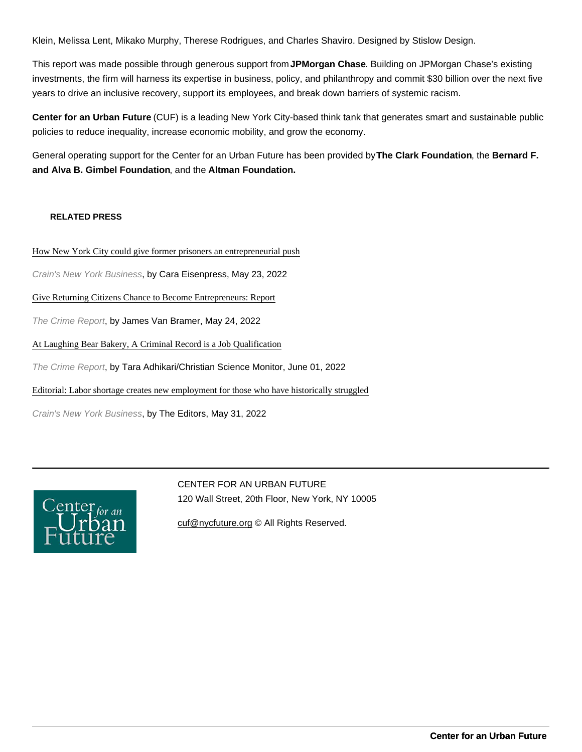Klein, Melissa Lent, Mikako Murphy, Therese Rodrigues, and Charles Shaviro. Designed by Stislow Design.

This report was made possible through generous support from **JPMorgan Chase**. Building on JPMorgan Chase's existing investments, the firm will harness its expertise in business, policy, and philanthropy and commit $30 billion over the next five years to drive an inclusive recovery, support its employees, and break down barriers of systemic racism.

**Center for an Urban Future** (CUF) is a leading New York City-based think tank that generates smart and sustainable public policies to reduce inequality, increase economic mobility, and grow the economy.

General operating support for the Center for an Urban Future has been provided by **The Clark Foundation**, the **Bernard F. and Alva B. Gimbel Foundation**, and the **Altman Foundation.**

**RELATED PRESS**

How New York City could give former prisoners an entrepreneurial push

*Crain's New York Business*, by Cara Eisenpress, May 23, 2022

Give Returning Citizens Chance to Become Entrepreneurs: Report

*The Crime Report*, by James Van Bramer, May 24, 2022

At Laughing Bear Bakery, A Criminal Record is a Job Qualification

*The Crime Report*, by Tara Adhikari/Christian Science Monitor, June 01, 2022

Editorial: Labor shortage creates new employment for those who have historically struggled

*Crain's New York Business*, by The Editors, May 31, 2022

---

Center for an Urban Future

CENTER FOR AN URBAN FUTURE
120 Wall Street, 20th Floor, New York, NY 10005

cuf@nycfuture.org © All Rights Reserved.